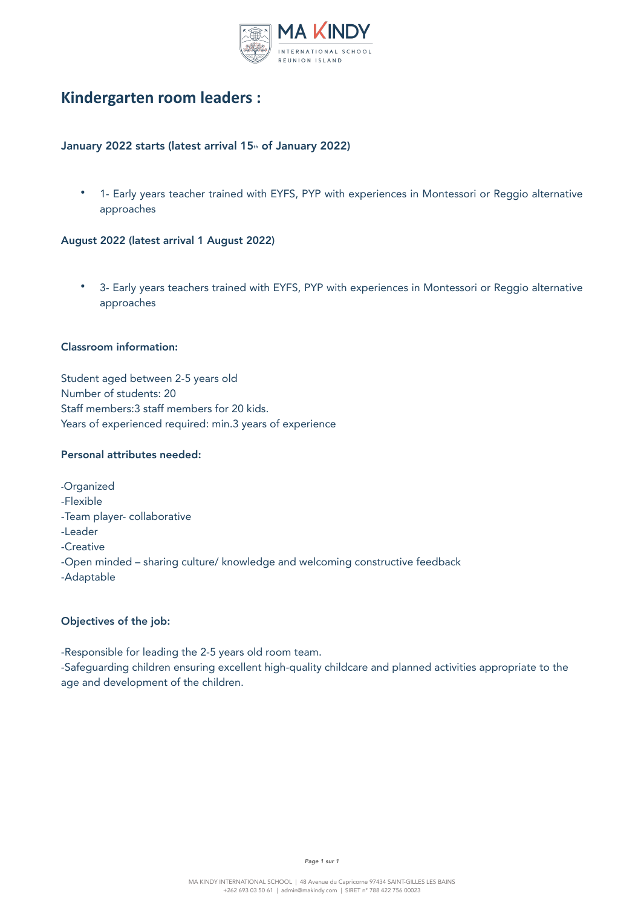# Kindergarten room leaders :

**January 2022 starts (latest arrival 15th of January 2022)**

- 1- Early years teacher trained with EYFS, PYP with experiences in Montessori or Reggio alternative approaches

**August 2022 (latest arrival 1 August 2022)**

- 3- Early years teachers trained with EYFS, PYP with experiences in Montessori or Reggio alternative approaches

**Classroom information:**

Student aged between 2-5 years old
Number of students: 20
Staff members:3 staff members for 20 kids.
Years of experienced required: min.3 years of experience

**Personal attributes needed:**

-Organized
-Flexible
-Team player- collaborative
-Leader
-Creative
-Open minded – sharing culture/ knowledge and welcoming constructive feedback
-Adaptable

**Objectives of the job:**

-Responsible for leading the 2-5 years old room team.
-Safeguarding children ensuring excellent high-quality childcare and planned activities appropriate to the age and development of the children.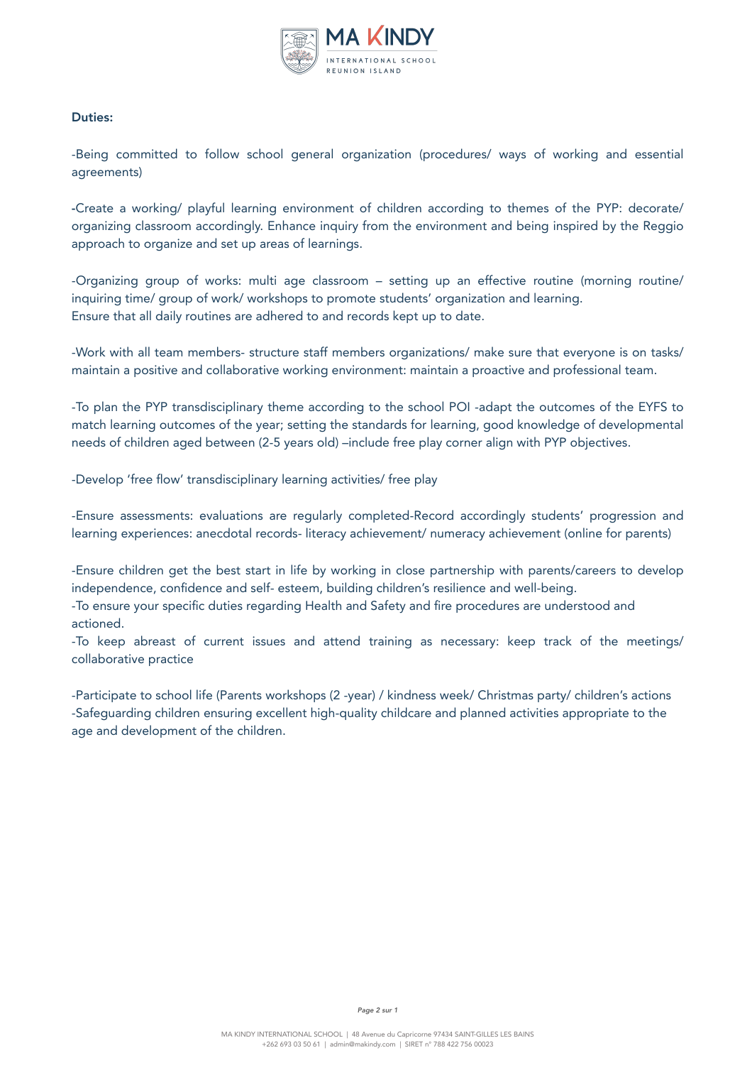**Duties:**

-Being committed to follow school general organization (procedures/ ways of working and essential agreements)

-Create a working/ playful learning environment of children according to themes of the PYP: decorate/ organizing classroom accordingly. Enhance inquiry from the environment and being inspired by the Reggio approach to organize and set up areas of learnings.

-Organizing group of works: multi age classroom – setting up an effective routine (morning routine/ inquiring time/ group of work/ workshops to promote students' organization and learning.
Ensure that all daily routines are adhered to and records kept up to date.

-Work with all team members- structure staff members organizations/ make sure that everyone is on tasks/ maintain a positive and collaborative working environment: maintain a proactive and professional team.

-To plan the PYP transdisciplinary theme according to the school POI -adapt the outcomes of the EYFS to match learning outcomes of the year; setting the standards for learning, good knowledge of developmental needs of children aged between (2-5 years old) –include free play corner align with PYP objectives.

-Develop 'free flow' transdisciplinary learning activities/ free play

-Ensure assessments: evaluations are regularly completed-Record accordingly students' progression and learning experiences: anecdotal records- literacy achievement/ numeracy achievement (online for parents)

-Ensure children get the best start in life by working in close partnership with parents/careers to develop independence, confidence and self- esteem, building children's resilience and well-being.
-To ensure your specific duties regarding Health and Safety and fire procedures are understood and actioned.
-To keep abreast of current issues and attend training as necessary: keep track of the meetings/ collaborative practice

-Participate to school life (Parents workshops (2 -year) / kindness week/ Christmas party/ children's actions
-Safeguarding children ensuring excellent high-quality childcare and planned activities appropriate to the age and development of the children.